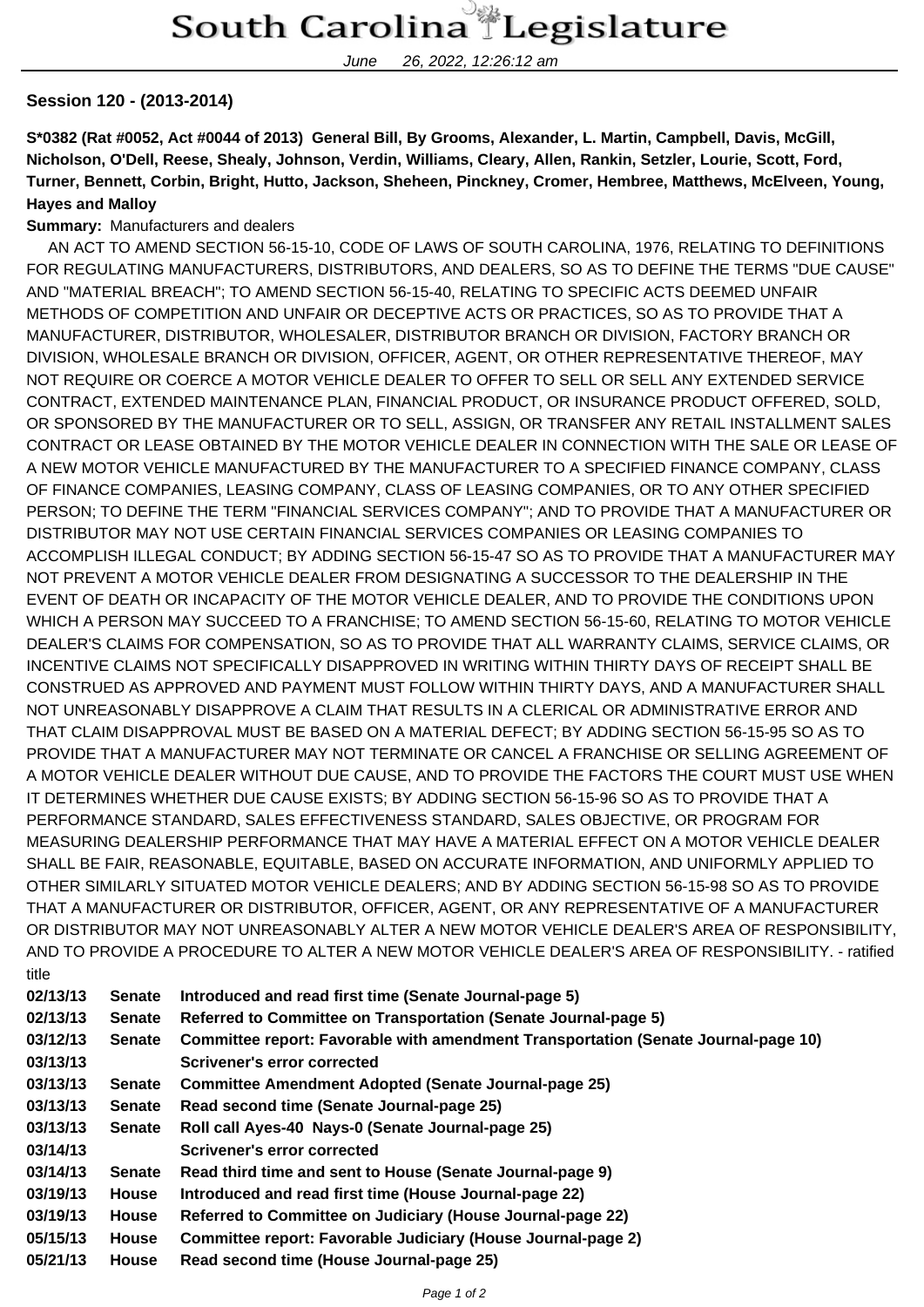# South Carolina Legislature

June 26, 2022, 12:26:12 am

**Session 120 - (2013-2014)**

**S\*0382 (Rat #0052, Act #0044 of 2013) General Bill, By Grooms, Alexander, L. Martin, Campbell, Davis, McGill, Nicholson, O'Dell, Reese, Shealy, Johnson, Verdin, Williams, Cleary, Allen, Rankin, Setzler, Lourie, Scott, Ford, Turner, Bennett, Corbin, Bright, Hutto, Jackson, Sheheen, Pinckney, Cromer, Hembree, Matthews, McElveen, Young, Hayes and Malloy**

**Summary:** Manufacturers and dealers

AN ACT TO AMEND SECTION 56-15-10, CODE OF LAWS OF SOUTH CAROLINA, 1976, RELATING TO DEFINITIONS FOR REGULATING MANUFACTURERS, DISTRIBUTORS, AND DEALERS, SO AS TO DEFINE THE TERMS "DUE CAUSE" AND "MATERIAL BREACH"; TO AMEND SECTION 56-15-40, RELATING TO SPECIFIC ACTS DEEMED UNFAIR METHODS OF COMPETITION AND UNFAIR OR DECEPTIVE ACTS OR PRACTICES, SO AS TO PROVIDE THAT A MANUFACTURER, DISTRIBUTOR, WHOLESALER, DISTRIBUTOR BRANCH OR DIVISION, FACTORY BRANCH OR DIVISION, WHOLESALE BRANCH OR DIVISION, OFFICER, AGENT, OR OTHER REPRESENTATIVE THEREOF, MAY NOT REQUIRE OR COERCE A MOTOR VEHICLE DEALER TO OFFER TO SELL OR SELL ANY EXTENDED SERVICE CONTRACT, EXTENDED MAINTENANCE PLAN, FINANCIAL PRODUCT, OR INSURANCE PRODUCT OFFERED, SOLD, OR SPONSORED BY THE MANUFACTURER OR TO SELL, ASSIGN, OR TRANSFER ANY RETAIL INSTALLMENT SALES CONTRACT OR LEASE OBTAINED BY THE MOTOR VEHICLE DEALER IN CONNECTION WITH THE SALE OR LEASE OF A NEW MOTOR VEHICLE MANUFACTURED BY THE MANUFACTURER TO A SPECIFIED FINANCE COMPANY, CLASS OF FINANCE COMPANIES, LEASING COMPANY, CLASS OF LEASING COMPANIES, OR TO ANY OTHER SPECIFIED PERSON; TO DEFINE THE TERM "FINANCIAL SERVICES COMPANY"; AND TO PROVIDE THAT A MANUFACTURER OR DISTRIBUTOR MAY NOT USE CERTAIN FINANCIAL SERVICES COMPANIES OR LEASING COMPANIES TO ACCOMPLISH ILLEGAL CONDUCT; BY ADDING SECTION 56-15-47 SO AS TO PROVIDE THAT A MANUFACTURER MAY NOT PREVENT A MOTOR VEHICLE DEALER FROM DESIGNATING A SUCCESSOR TO THE DEALERSHIP IN THE EVENT OF DEATH OR INCAPACITY OF THE MOTOR VEHICLE DEALER, AND TO PROVIDE THE CONDITIONS UPON WHICH A PERSON MAY SUCCEED TO A FRANCHISE; TO AMEND SECTION 56-15-60, RELATING TO MOTOR VEHICLE DEALER'S CLAIMS FOR COMPENSATION, SO AS TO PROVIDE THAT ALL WARRANTY CLAIMS, SERVICE CLAIMS, OR INCENTIVE CLAIMS NOT SPECIFICALLY DISAPPROVED IN WRITING WITHIN THIRTY DAYS OF RECEIPT SHALL BE CONSTRUED AS APPROVED AND PAYMENT MUST FOLLOW WITHIN THIRTY DAYS, AND A MANUFACTURER SHALL NOT UNREASONABLY DISAPPROVE A CLAIM THAT RESULTS IN A CLERICAL OR ADMINISTRATIVE ERROR AND THAT CLAIM DISAPPROVAL MUST BE BASED ON A MATERIAL DEFECT; BY ADDING SECTION 56-15-95 SO AS TO PROVIDE THAT A MANUFACTURER MAY NOT TERMINATE OR CANCEL A FRANCHISE OR SELLING AGREEMENT OF A MOTOR VEHICLE DEALER WITHOUT DUE CAUSE, AND TO PROVIDE THE FACTORS THE COURT MUST USE WHEN IT DETERMINES WHETHER DUE CAUSE EXISTS; BY ADDING SECTION 56-15-96 SO AS TO PROVIDE THAT A PERFORMANCE STANDARD, SALES EFFECTIVENESS STANDARD, SALES OBJECTIVE, OR PROGRAM FOR MEASURING DEALERSHIP PERFORMANCE THAT MAY HAVE A MATERIAL EFFECT ON A MOTOR VEHICLE DEALER SHALL BE FAIR, REASONABLE, EQUITABLE, BASED ON ACCURATE INFORMATION, AND UNIFORMLY APPLIED TO OTHER SIMILARLY SITUATED MOTOR VEHICLE DEALERS; AND BY ADDING SECTION 56-15-98 SO AS TO PROVIDE THAT A MANUFACTURER OR DISTRIBUTOR, OFFICER, AGENT, OR ANY REPRESENTATIVE OF A MANUFACTURER OR DISTRIBUTOR MAY NOT UNREASONABLY ALTER A NEW MOTOR VEHICLE DEALER'S AREA OF RESPONSIBILITY, AND TO PROVIDE A PROCEDURE TO ALTER A NEW MOTOR VEHICLE DEALER'S AREA OF RESPONSIBILITY. - ratified title

| | | |
|---|---|---|
| **02/13/13** | **Senate** | **Introduced and read first time (Senate Journal-page 5)** |
| **02/13/13** | **Senate** | **Referred to Committee on Transportation (Senate Journal-page 5)** |
| **03/12/13** | **Senate** | **Committee report: Favorable with amendment Transportation (Senate Journal-page 10)** |
| **03/13/13** | | **Scrivener's error corrected** |
| **03/13/13** | **Senate** | **Committee Amendment Adopted (Senate Journal-page 25)** |
| **03/13/13** | **Senate** | **Read second time (Senate Journal-page 25)** |
| **03/13/13** | **Senate** | **Roll call Ayes-40 Nays-0 (Senate Journal-page 25)** |
| **03/14/13** | | **Scrivener's error corrected** |
| **03/14/13** | **Senate** | **Read third time and sent to House (Senate Journal-page 9)** |
| **03/19/13** | **House** | **Introduced and read first time (House Journal-page 22)** |
| **03/19/13** | **House** | **Referred to Committee on Judiciary (House Journal-page 22)** |
| **05/15/13** | **House** | **Committee report: Favorable Judiciary (House Journal-page 2)** |
| **05/21/13** | **House** | **Read second time (House Journal-page 25)** |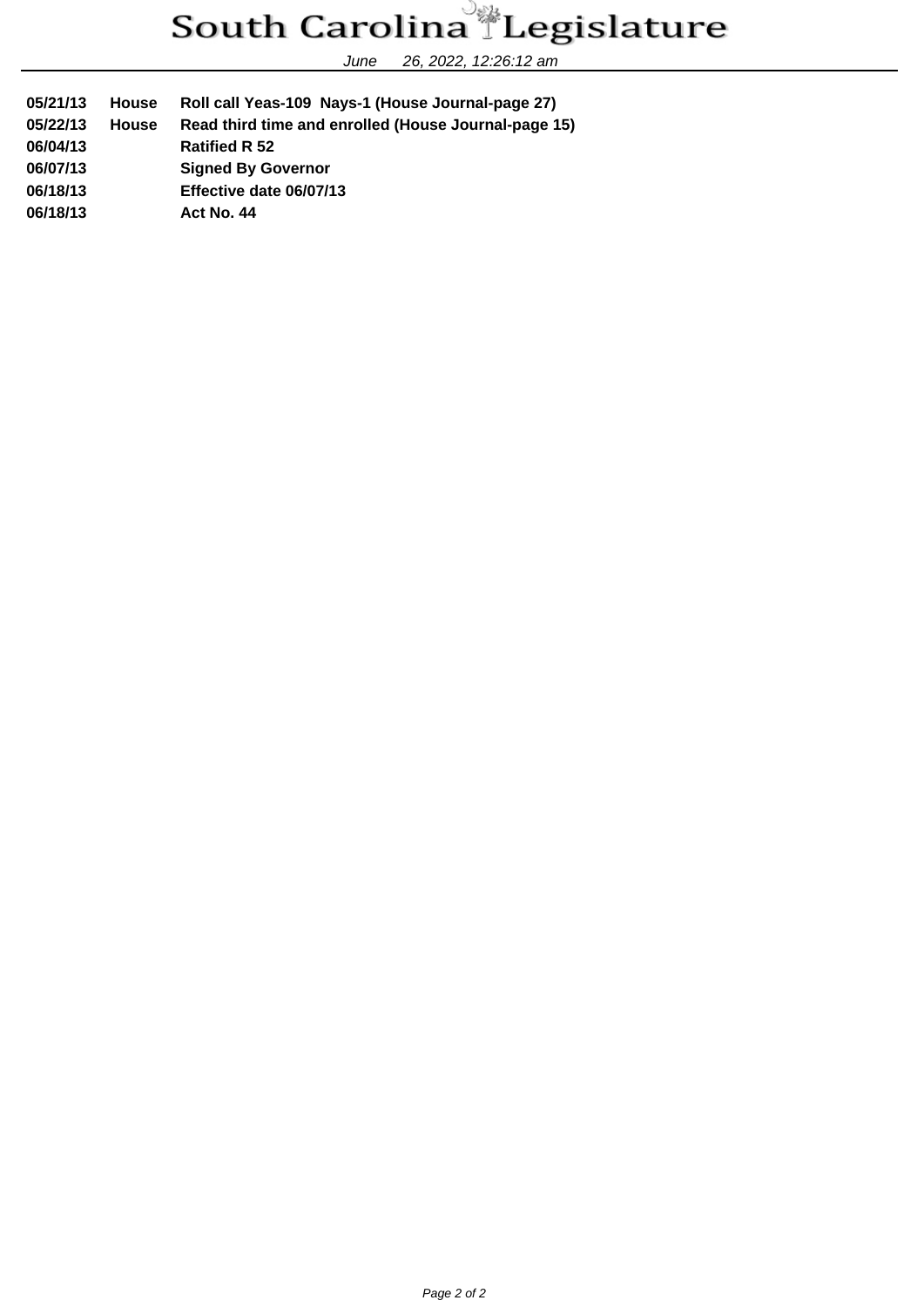| | | |
|---|---|---|
| **05/21/13** | **House** | **Roll call Yeas-109 Nays-1 (House Journal-page 27)** |
| **05/22/13** | **House** | **Read third time and enrolled (House Journal-page 15)** |
| **06/04/13** | | **Ratified R 52** |
| **06/07/13** | | **Signed By Governor** |
| **06/18/13** | | **Effective date 06/07/13** |
| **06/18/13** | | **Act No. 44** |